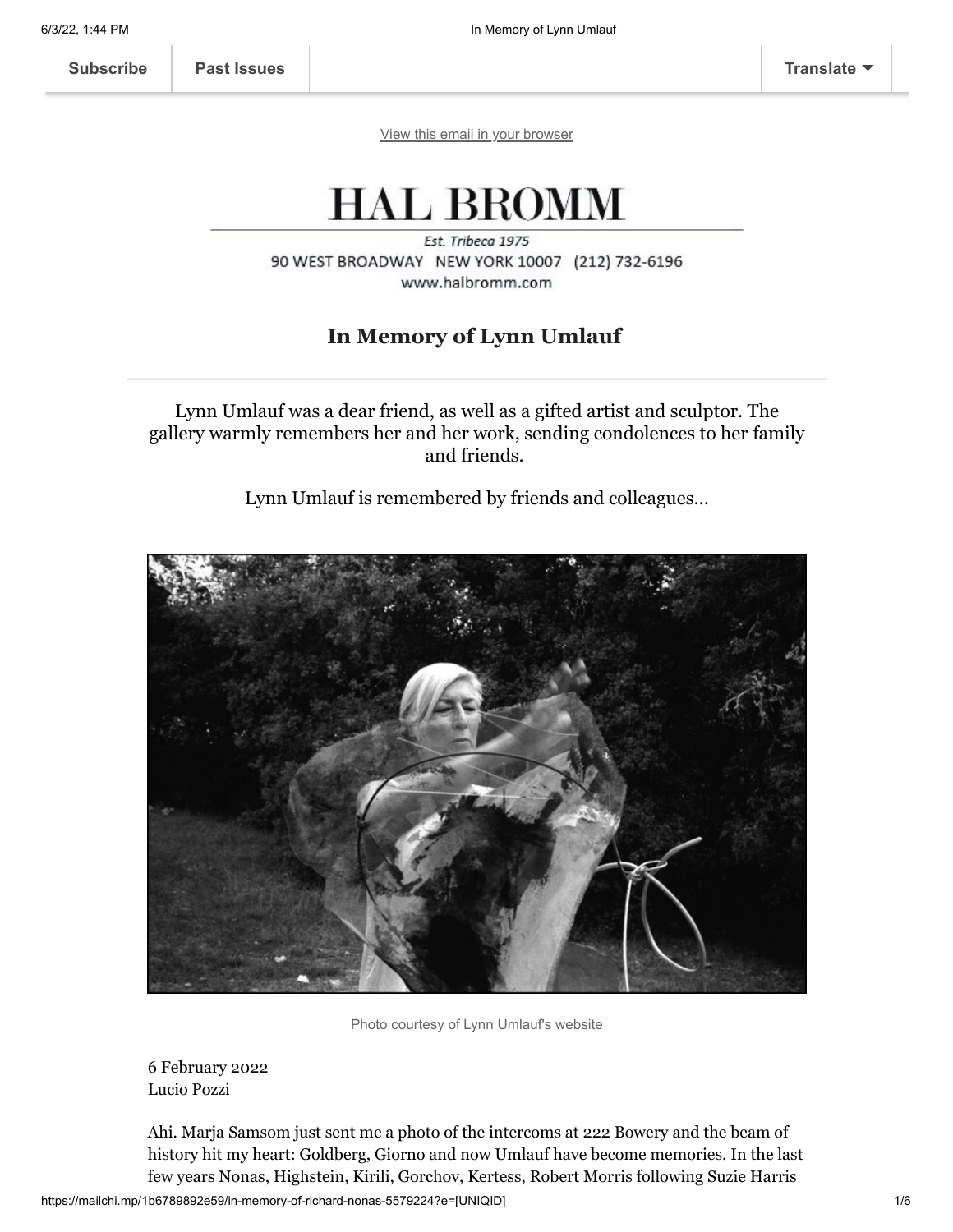Subscribe | Past Issues | Translate

View this email in your browser

# HAL BROMM

*Est. Tribeca 1975*

90 WEST BROADWAY NEW YORK 10007 (212) 732-6196

www.halbromm.com

## In Memory of Lynn Umlauf

Lynn Umlauf was a dear friend, as well as a gifted artist and sculptor. The gallery warmly remembers her and her work, sending condolences to her family and friends.

Lynn Umlauf is remembered by friends and colleagues...

Photo courtesy of Lynn Umlauf's website

6 February 2022
Lucio Pozzi

Ahi. Marja Samsom just sent me a photo of the intercoms at 222 Bowery and the beam of history hit my heart: Goldberg, Giorno and now Umlauf have become memories. In the last few years Nonas, Highstein, Kirili, Gorchov, Kertess, Robert Morris following Suzie Harris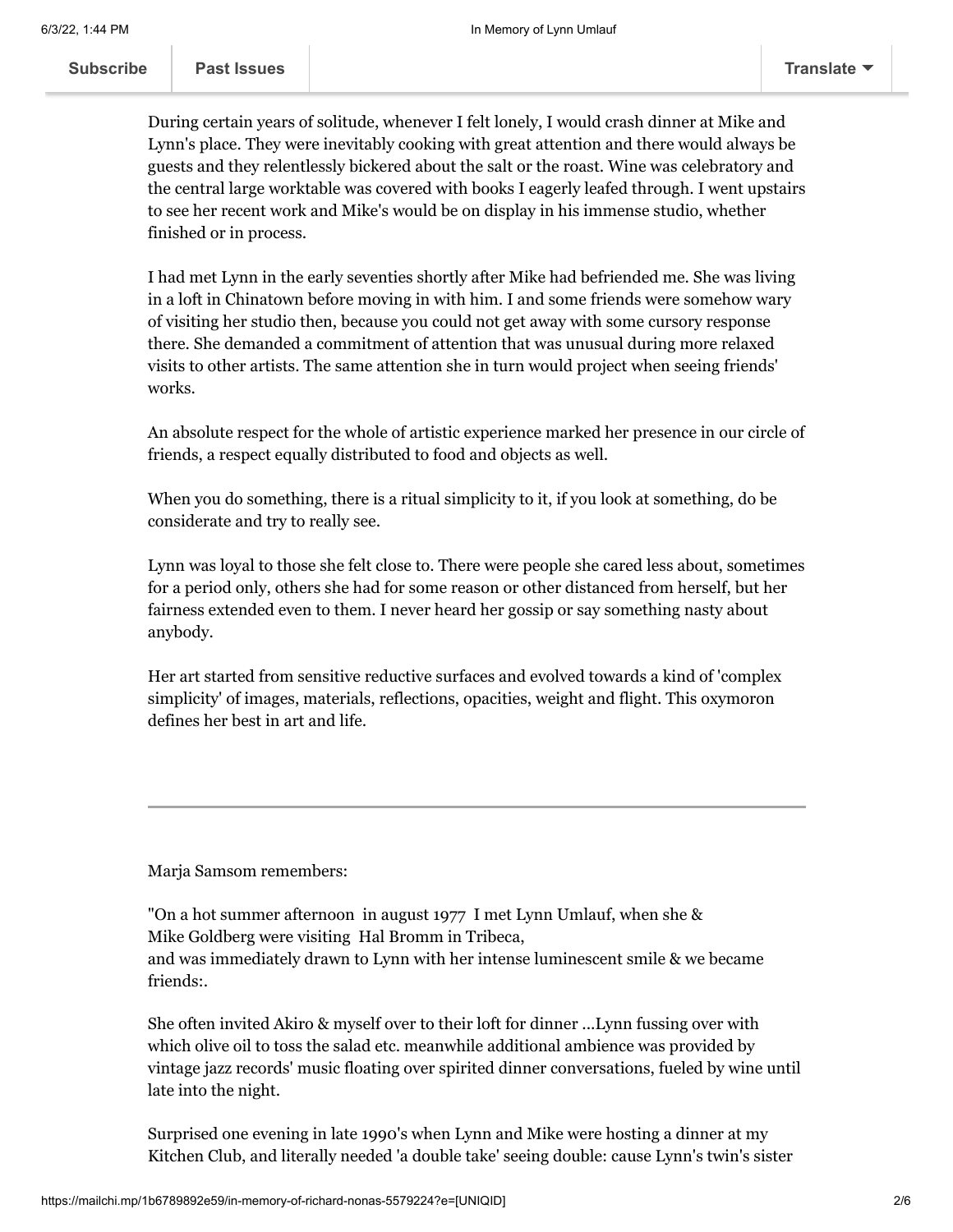During certain years of solitude, whenever I felt lonely, I would crash dinner at Mike and Lynn's place. They were inevitably cooking with great attention and there would always be guests and they relentlessly bickered about the salt or the roast. Wine was celebratory and the central large worktable was covered with books I eagerly leafed through. I went upstairs to see her recent work and Mike's would be on display in his immense studio, whether finished or in process.

I had met Lynn in the early seventies shortly after Mike had befriended me. She was living in a loft in Chinatown before moving in with him. I and some friends were somehow wary of visiting her studio then, because you could not get away with some cursory response there. She demanded a commitment of attention that was unusual during more relaxed visits to other artists. The same attention she in turn would project when seeing friends' works.

An absolute respect for the whole of artistic experience marked her presence in our circle of friends, a respect equally distributed to food and objects as well.

When you do something, there is a ritual simplicity to it, if you look at something, do be considerate and try to really see.

Lynn was loyal to those she felt close to. There were people she cared less about, sometimes for a period only, others she had for some reason or other distanced from herself, but her fairness extended even to them. I never heard her gossip or say something nasty about anybody.

Her art started from sensitive reductive surfaces and evolved towards a kind of 'complex simplicity' of images, materials, reflections, opacities, weight and flight. This oxymoron defines her best in art and life.

---

Marja Samsom remembers:

"On a hot summer afternoon in august 1977 I met Lynn Umlauf, when she & Mike Goldberg were visiting Hal Bromm in Tribeca,
and was immediately drawn to Lynn with her intense luminescent smile & we became friends:.

She often invited Akiro & myself over to their loft for dinner ...Lynn fussing over with which olive oil to toss the salad etc. meanwhile additional ambience was provided by vintage jazz records' music floating over spirited dinner conversations, fueled by wine until late into the night.

Surprised one evening in late 1990's when Lynn and Mike were hosting a dinner at my Kitchen Club, and literally needed 'a double take' seeing double: cause Lynn's twin's sister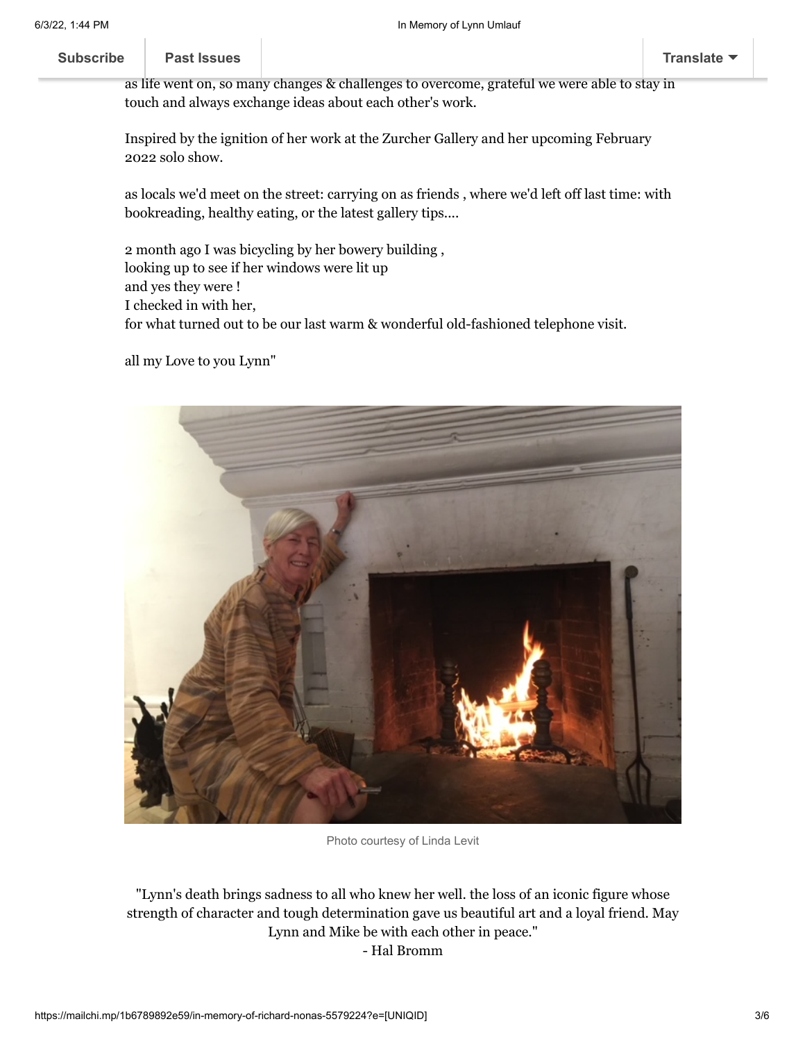as life went on, so many changes & challenges to overcome, grateful we were able to stay in touch and always exchange ideas about each other's work.

Inspired by the ignition of her work at the Zurcher Gallery and her upcoming February 2022 solo show.

as locals we'd meet on the street: carrying on as friends , where we'd left off last time: with bookreading, healthy eating, or the latest gallery tips....

2 month ago I was bicycling by her bowery building ,
looking up to see if her windows were lit up
and yes they were !
I checked in with her,
for what turned out to be our last warm & wonderful old-fashioned telephone visit.

all my Love to you Lynn"

Photo courtesy of Linda Levit

"Lynn's death brings sadness to all who knew her well. the loss of an iconic figure whose strength of character and tough determination gave us beautiful art and a loyal friend. May Lynn and Mike be with each other in peace."
- Hal Bromm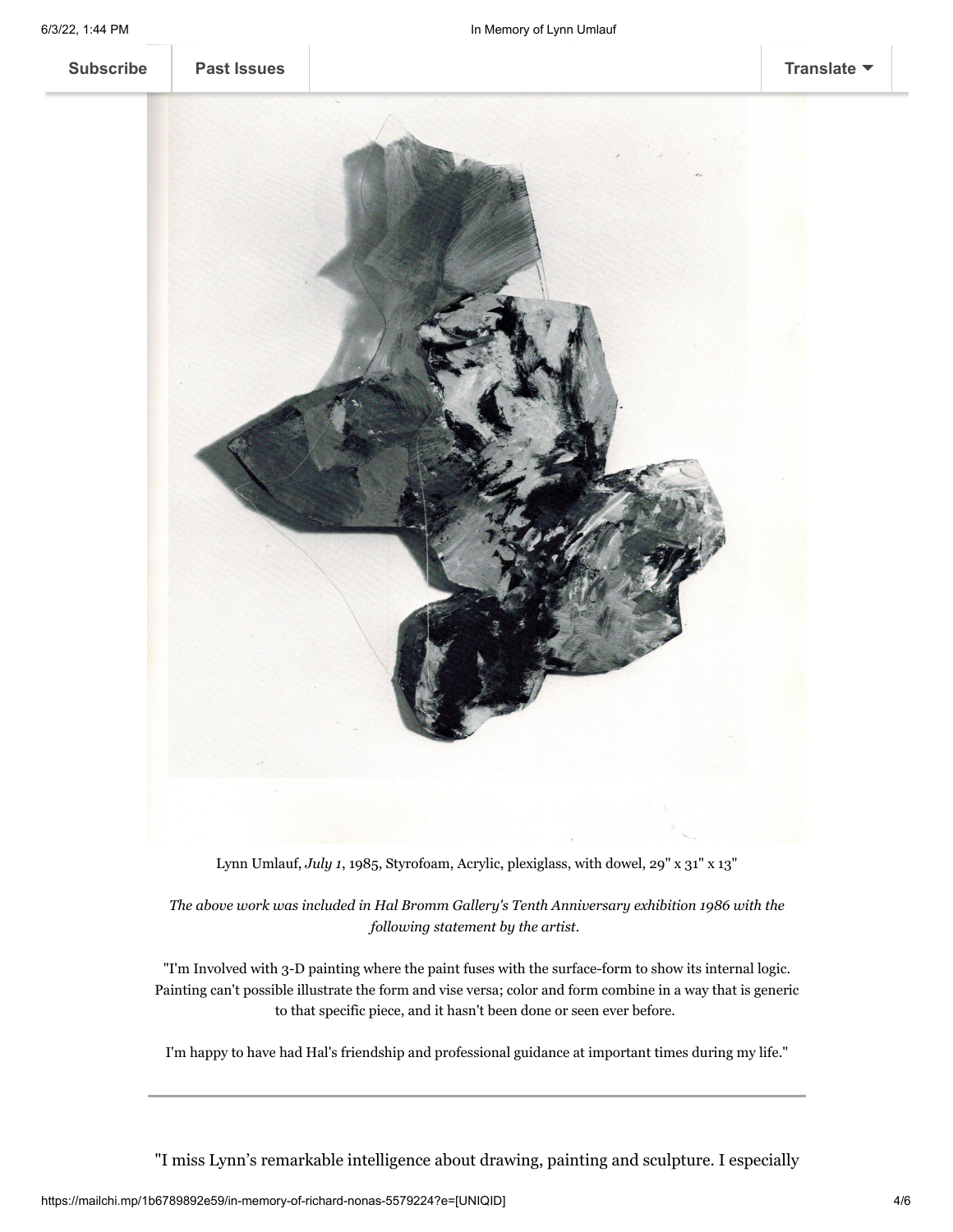Lynn Umlauf, *July 1*, 1985, Styrofoam, Acrylic, plexiglass, with dowel, 29" x 31" x 13"

*The above work was included in Hal Bromm Gallery's Tenth Anniversary exhibition 1986 with the following statement by the artist.*

"I'm Involved with 3-D painting where the paint fuses with the surface-form to show its internal logic. Painting can't possible illustrate the form and vise versa; color and form combine in a way that is generic to that specific piece, and it hasn't been done or seen ever before.

I'm happy to have had Hal's friendship and professional guidance at important times during my life."

---

"I miss Lynn's remarkable intelligence about drawing, painting and sculpture. I especially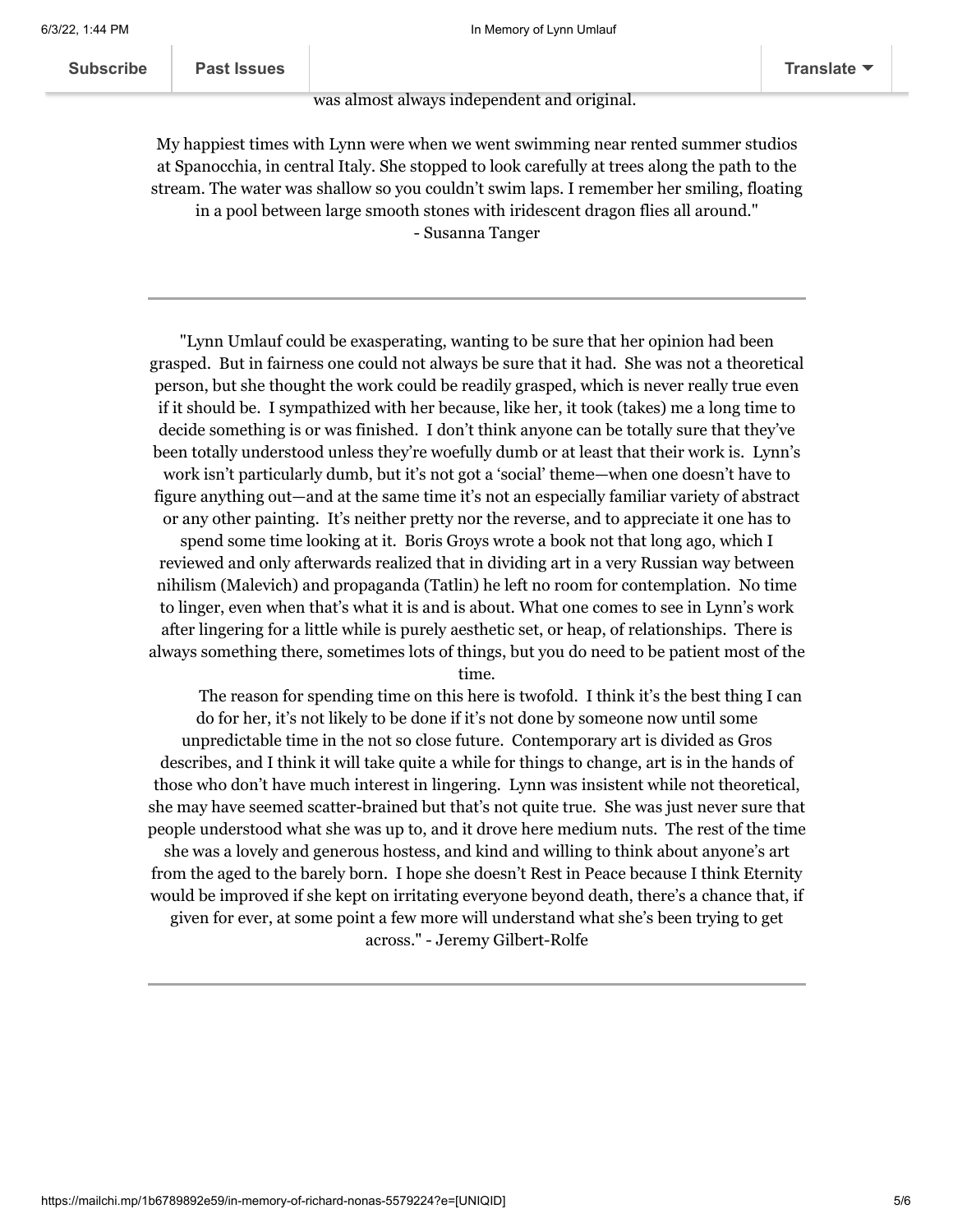was almost always independent and original.

My happiest times with Lynn were when we went swimming near rented summer studios at Spanocchia, in central Italy. She stopped to look carefully at trees along the path to the stream. The water was shallow so you couldn't swim laps. I remember her smiling, floating in a pool between large smooth stones with iridescent dragon flies all around."
- Susanna Tanger

---

"Lynn Umlauf could be exasperating, wanting to be sure that her opinion had been grasped. But in fairness one could not always be sure that it had. She was not a theoretical person, but she thought the work could be readily grasped, which is never really true even if it should be. I sympathized with her because, like her, it took (takes) me a long time to decide something is or was finished. I don't think anyone can be totally sure that they've been totally understood unless they're woefully dumb or at least that their work is. Lynn's work isn't particularly dumb, but it's not got a 'social' theme—when one doesn't have to figure anything out—and at the same time it's not an especially familiar variety of abstract or any other painting. It's neither pretty nor the reverse, and to appreciate it one has to spend some time looking at it. Boris Groys wrote a book not that long ago, which I reviewed and only afterwards realized that in dividing art in a very Russian way between nihilism (Malevich) and propaganda (Tatlin) he left no room for contemplation. No time to linger, even when that's what it is and is about. What one comes to see in Lynn's work after lingering for a little while is purely aesthetic set, or heap, of relationships. There is always something there, sometimes lots of things, but you do need to be patient most of the time.

The reason for spending time on this here is twofold. I think it's the best thing I can do for her, it's not likely to be done if it's not done by someone now until some unpredictable time in the not so close future. Contemporary art is divided as Gros describes, and I think it will take quite a while for things to change, art is in the hands of those who don't have much interest in lingering. Lynn was insistent while not theoretical, she may have seemed scatter-brained but that's not quite true. She was just never sure that people understood what she was up to, and it drove here medium nuts. The rest of the time she was a lovely and generous hostess, and kind and willing to think about anyone's art from the aged to the barely born. I hope she doesn't Rest in Peace because I think Eternity would be improved if she kept on irritating everyone beyond death, there's a chance that, if given for ever, at some point a few more will understand what she's been trying to get across." - Jeremy Gilbert-Rolfe

---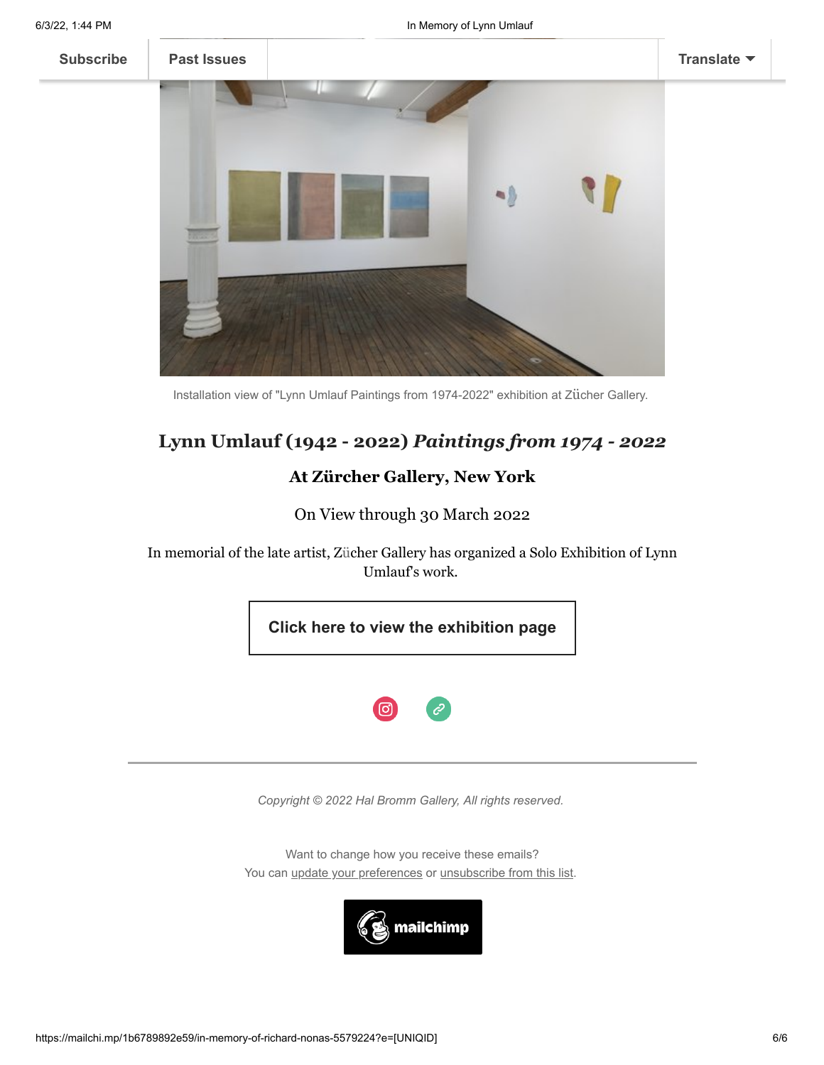Subscribe | Past Issues | Translate

Installation view of "Lynn Umlauf Paintings from 1974-2022" exhibition at Zücher Gallery.

## Lynn Umlauf (1942 - 2022) *Paintings from 1974 - 2022*

### At Zürcher Gallery, New York

On View through 30 March 2022

In memorial of the late artist, Zücher Gallery has organized a Solo Exhibition of Lynn Umlauf's work.

**Click here to view the exhibition page**

---

*Copyright © 2022 Hal Bromm Gallery, All rights reserved.*

Want to change how you receive these emails?
You can update your preferences or unsubscribe from this list.

mailchimp